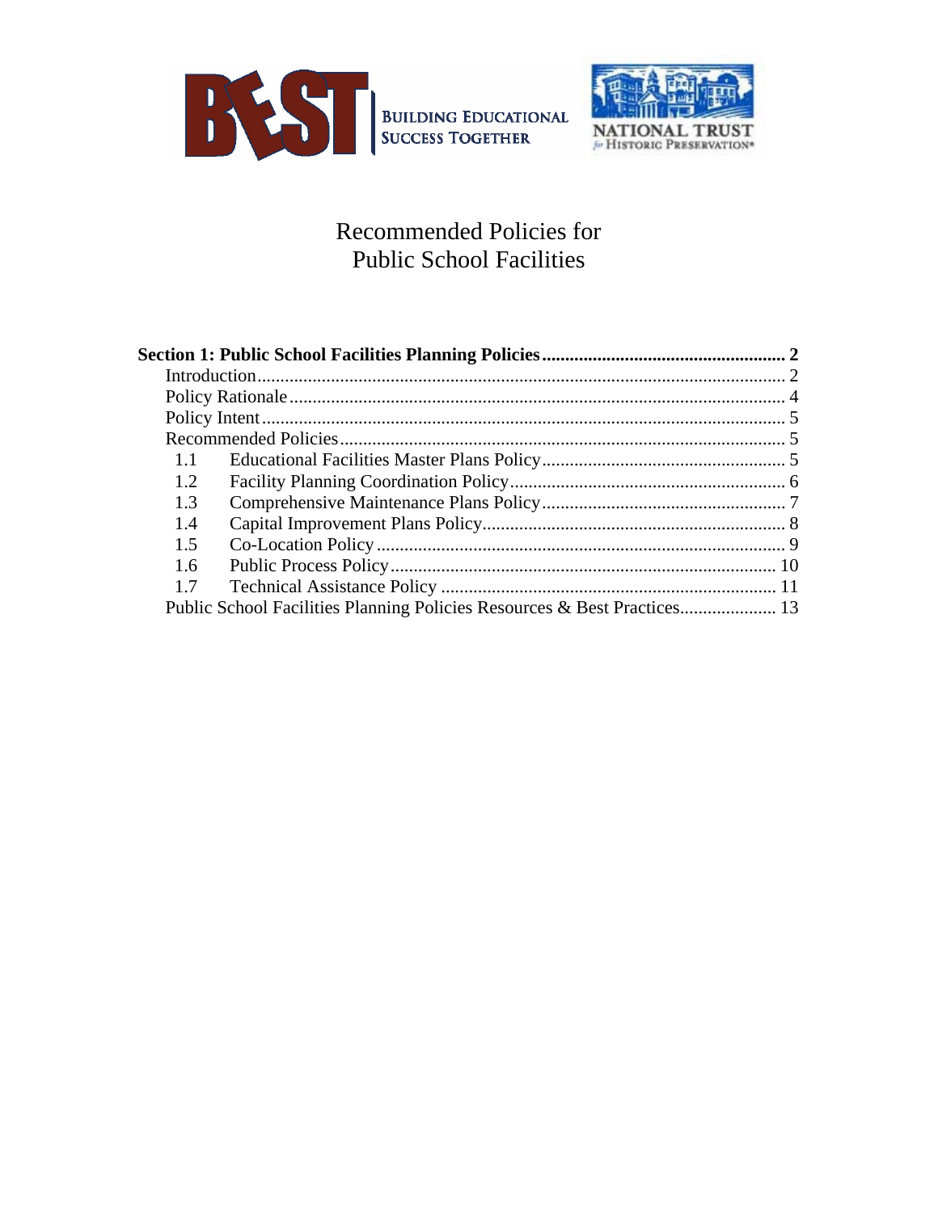BUILDING EDUCATIONAL SUCCESS TOGETHER

NATIONAL TRUST for HISTORIC PRESERVATION

# Recommended Policies for Public School Facilities

**Section 1: Public School Facilities Planning Policies** ..... 2

- Introduction ..... 2
- Policy Rationale ..... 4
- Policy Intent ..... 5
- Recommended Policies ..... 5
  - 1.1 Educational Facilities Master Plans Policy ..... 5
  - 1.2 Facility Planning Coordination Policy ..... 6
  - 1.3 Comprehensive Maintenance Plans Policy ..... 7
  - 1.4 Capital Improvement Plans Policy ..... 8
  - 1.5 Co-Location Policy ..... 9
  - 1.6 Public Process Policy ..... 10
  - 1.7 Technical Assistance Policy ..... 11
- Public School Facilities Planning Policies Resources & Best Practices ..... 13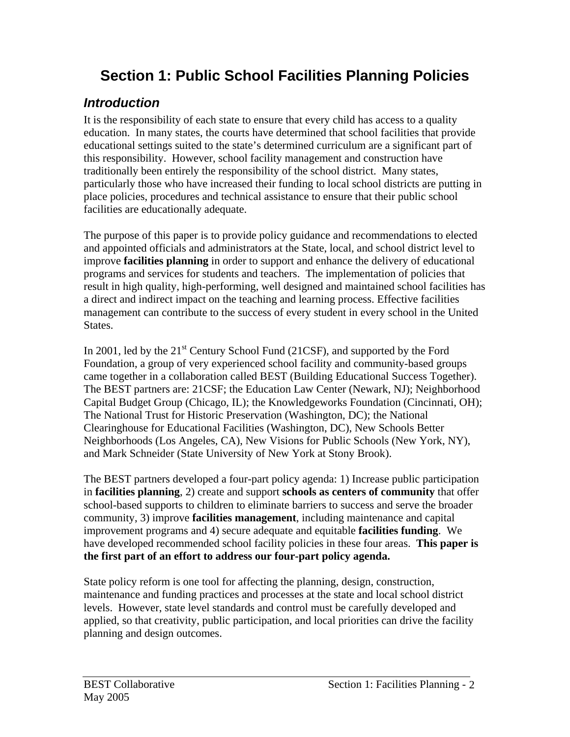# Section 1: Public School Facilities Planning Policies

## *Introduction*

It is the responsibility of each state to ensure that every child has access to a quality education. In many states, the courts have determined that school facilities that provide educational settings suited to the state's determined curriculum are a significant part of this responsibility. However, school facility management and construction have traditionally been entirely the responsibility of the school district. Many states, particularly those who have increased their funding to local school districts are putting in place policies, procedures and technical assistance to ensure that their public school facilities are educationally adequate.

The purpose of this paper is to provide policy guidance and recommendations to elected and appointed officials and administrators at the State, local, and school district level to improve **facilities planning** in order to support and enhance the delivery of educational programs and services for students and teachers. The implementation of policies that result in high quality, high-performing, well designed and maintained school facilities has a direct and indirect impact on the teaching and learning process. Effective facilities management can contribute to the success of every student in every school in the United States.

In 2001, led by the 21st Century School Fund (21CSF), and supported by the Ford Foundation, a group of very experienced school facility and community-based groups came together in a collaboration called BEST (Building Educational Success Together). The BEST partners are: 21CSF; the Education Law Center (Newark, NJ); Neighborhood Capital Budget Group (Chicago, IL); the Knowledgeworks Foundation (Cincinnati, OH); The National Trust for Historic Preservation (Washington, DC); the National Clearinghouse for Educational Facilities (Washington, DC), New Schools Better Neighborhoods (Los Angeles, CA), New Visions for Public Schools (New York, NY), and Mark Schneider (State University of New York at Stony Brook).

The BEST partners developed a four-part policy agenda: 1) Increase public participation in **facilities planning**, 2) create and support **schools as centers of community** that offer school-based supports to children to eliminate barriers to success and serve the broader community, 3) improve **facilities management**, including maintenance and capital improvement programs and 4) secure adequate and equitable **facilities funding**. We have developed recommended school facility policies in these four areas. **This paper is the first part of an effort to address our four-part policy agenda.**

State policy reform is one tool for affecting the planning, design, construction, maintenance and funding practices and processes at the state and local school district levels. However, state level standards and control must be carefully developed and applied, so that creativity, public participation, and local priorities can drive the facility planning and design outcomes.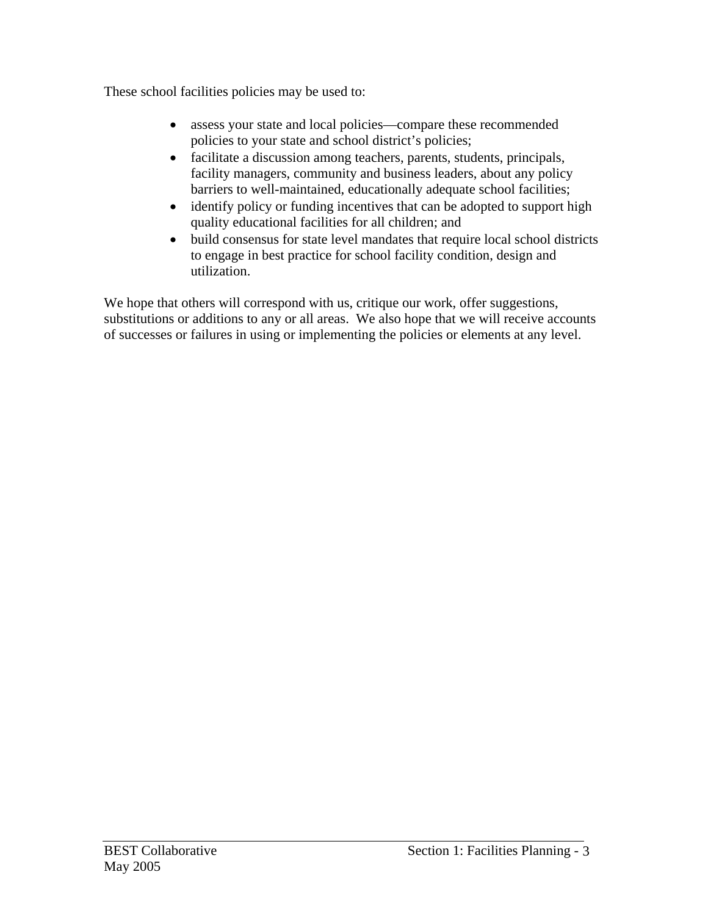These school facilities policies may be used to:

- assess your state and local policies—compare these recommended policies to your state and school district's policies;
- facilitate a discussion among teachers, parents, students, principals, facility managers, community and business leaders, about any policy barriers to well-maintained, educationally adequate school facilities;
- identify policy or funding incentives that can be adopted to support high quality educational facilities for all children; and
- build consensus for state level mandates that require local school districts to engage in best practice for school facility condition, design and utilization.

We hope that others will correspond with us, critique our work, offer suggestions, substitutions or additions to any or all areas. We also hope that we will receive accounts of successes or failures in using or implementing the policies or elements at any level.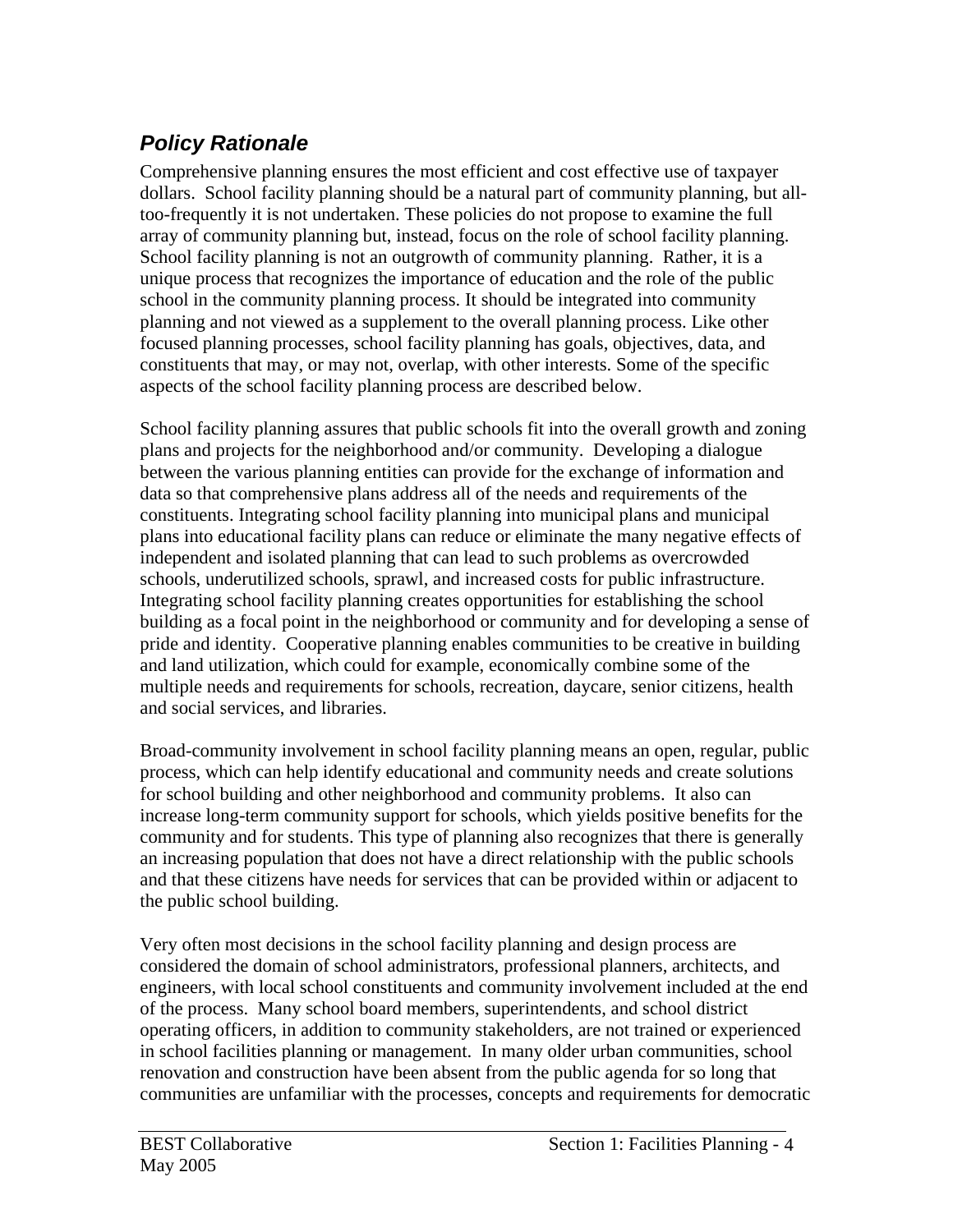## *Policy Rationale*

Comprehensive planning ensures the most efficient and cost effective use of taxpayer dollars. School facility planning should be a natural part of community planning, but all-too-frequently it is not undertaken. These policies do not propose to examine the full array of community planning but, instead, focus on the role of school facility planning. School facility planning is not an outgrowth of community planning. Rather, it is a unique process that recognizes the importance of education and the role of the public school in the community planning process. It should be integrated into community planning and not viewed as a supplement to the overall planning process. Like other focused planning processes, school facility planning has goals, objectives, data, and constituents that may, or may not, overlap, with other interests. Some of the specific aspects of the school facility planning process are described below.

School facility planning assures that public schools fit into the overall growth and zoning plans and projects for the neighborhood and/or community. Developing a dialogue between the various planning entities can provide for the exchange of information and data so that comprehensive plans address all of the needs and requirements of the constituents. Integrating school facility planning into municipal plans and municipal plans into educational facility plans can reduce or eliminate the many negative effects of independent and isolated planning that can lead to such problems as overcrowded schools, underutilized schools, sprawl, and increased costs for public infrastructure. Integrating school facility planning creates opportunities for establishing the school building as a focal point in the neighborhood or community and for developing a sense of pride and identity. Cooperative planning enables communities to be creative in building and land utilization, which could for example, economically combine some of the multiple needs and requirements for schools, recreation, daycare, senior citizens, health and social services, and libraries.

Broad-community involvement in school facility planning means an open, regular, public process, which can help identify educational and community needs and create solutions for school building and other neighborhood and community problems. It also can increase long-term community support for schools, which yields positive benefits for the community and for students. This type of planning also recognizes that there is generally an increasing population that does not have a direct relationship with the public schools and that these citizens have needs for services that can be provided within or adjacent to the public school building.

Very often most decisions in the school facility planning and design process are considered the domain of school administrators, professional planners, architects, and engineers, with local school constituents and community involvement included at the end of the process. Many school board members, superintendents, and school district operating officers, in addition to community stakeholders, are not trained or experienced in school facilities planning or management. In many older urban communities, school renovation and construction have been absent from the public agenda for so long that communities are unfamiliar with the processes, concepts and requirements for democratic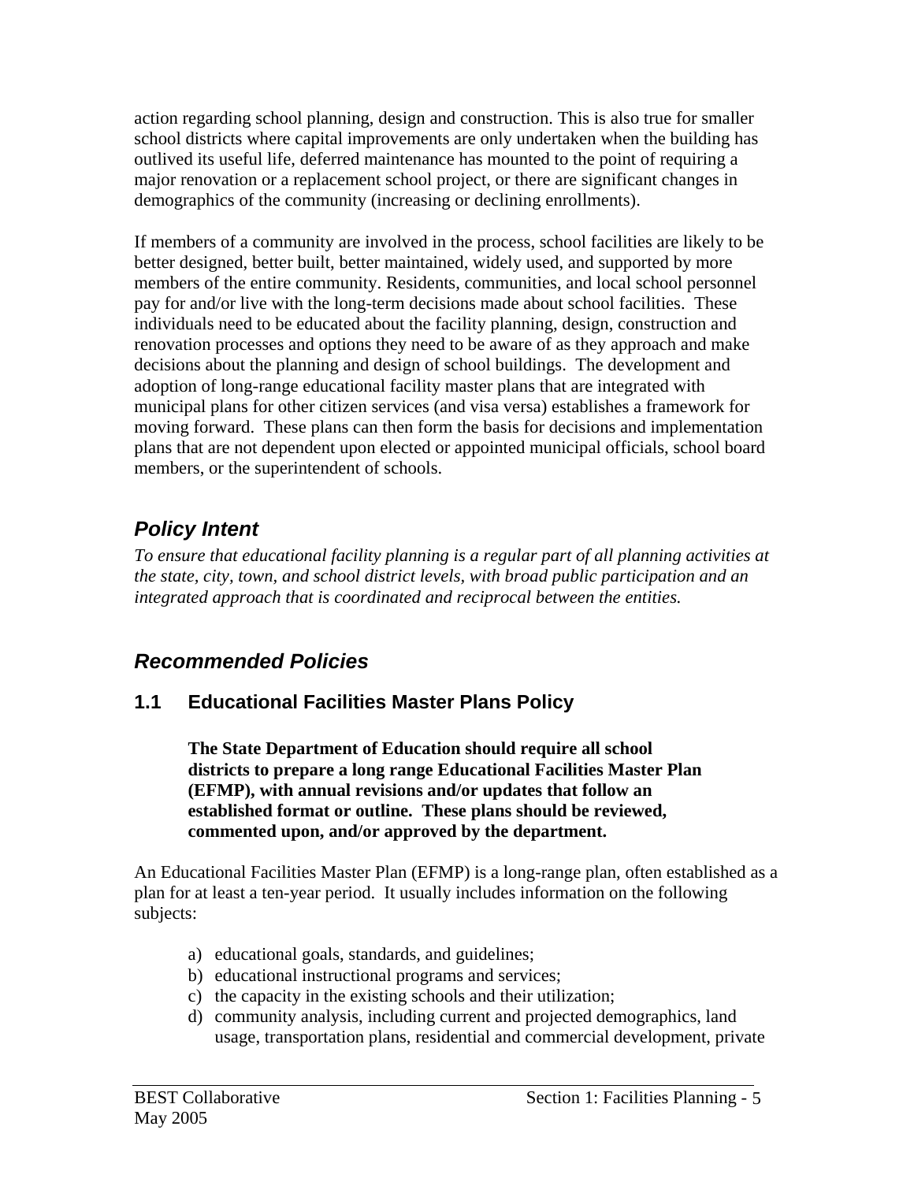action regarding school planning, design and construction. This is also true for smaller school districts where capital improvements are only undertaken when the building has outlived its useful life, deferred maintenance has mounted to the point of requiring a major renovation or a replacement school project, or there are significant changes in demographics of the community (increasing or declining enrollments).

If members of a community are involved in the process, school facilities are likely to be better designed, better built, better maintained, widely used, and supported by more members of the entire community. Residents, communities, and local school personnel pay for and/or live with the long-term decisions made about school facilities. These individuals need to be educated about the facility planning, design, construction and renovation processes and options they need to be aware of as they approach and make decisions about the planning and design of school buildings. The development and adoption of long-range educational facility master plans that are integrated with municipal plans for other citizen services (and visa versa) establishes a framework for moving forward. These plans can then form the basis for decisions and implementation plans that are not dependent upon elected or appointed municipal officials, school board members, or the superintendent of schools.

## *Policy Intent*

*To ensure that educational facility planning is a regular part of all planning activities at the state, city, town, and school district levels, with broad public participation and an integrated approach that is coordinated and reciprocal between the entities.*

## *Recommended Policies*

### 1.1 Educational Facilities Master Plans Policy

**The State Department of Education should require all school districts to prepare a long range Educational Facilities Master Plan (EFMP), with annual revisions and/or updates that follow an established format or outline. These plans should be reviewed, commented upon, and/or approved by the department.**

An Educational Facilities Master Plan (EFMP) is a long-range plan, often established as a plan for at least a ten-year period. It usually includes information on the following subjects:

a) educational goals, standards, and guidelines;
b) educational instructional programs and services;
c) the capacity in the existing schools and their utilization;
d) community analysis, including current and projected demographics, land usage, transportation plans, residential and commercial development, private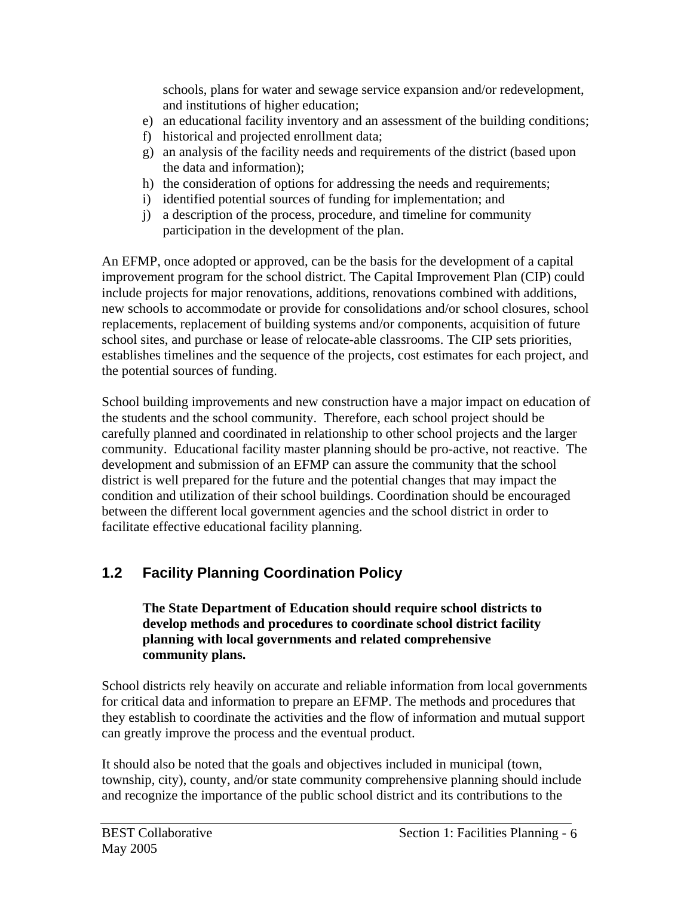schools, plans for water and sewage service expansion and/or redevelopment, and institutions of higher education;

e) an educational facility inventory and an assessment of the building conditions;
f) historical and projected enrollment data;
g) an analysis of the facility needs and requirements of the district (based upon the data and information);
h) the consideration of options for addressing the needs and requirements;
i) identified potential sources of funding for implementation; and
j) a description of the process, procedure, and timeline for community participation in the development of the plan.

An EFMP, once adopted or approved, can be the basis for the development of a capital improvement program for the school district. The Capital Improvement Plan (CIP) could include projects for major renovations, additions, renovations combined with additions, new schools to accommodate or provide for consolidations and/or school closures, school replacements, replacement of building systems and/or components, acquisition of future school sites, and purchase or lease of relocate-able classrooms. The CIP sets priorities, establishes timelines and the sequence of the projects, cost estimates for each project, and the potential sources of funding.

School building improvements and new construction have a major impact on education of the students and the school community. Therefore, each school project should be carefully planned and coordinated in relationship to other school projects and the larger community. Educational facility master planning should be pro-active, not reactive. The development and submission of an EFMP can assure the community that the school district is well prepared for the future and the potential changes that may impact the condition and utilization of their school buildings. Coordination should be encouraged between the different local government agencies and the school district in order to facilitate effective educational facility planning.

## 1.2 Facility Planning Coordination Policy

**The State Department of Education should require school districts to develop methods and procedures to coordinate school district facility planning with local governments and related comprehensive community plans.**

School districts rely heavily on accurate and reliable information from local governments for critical data and information to prepare an EFMP. The methods and procedures that they establish to coordinate the activities and the flow of information and mutual support can greatly improve the process and the eventual product.

It should also be noted that the goals and objectives included in municipal (town, township, city), county, and/or state community comprehensive planning should include and recognize the importance of the public school district and its contributions to the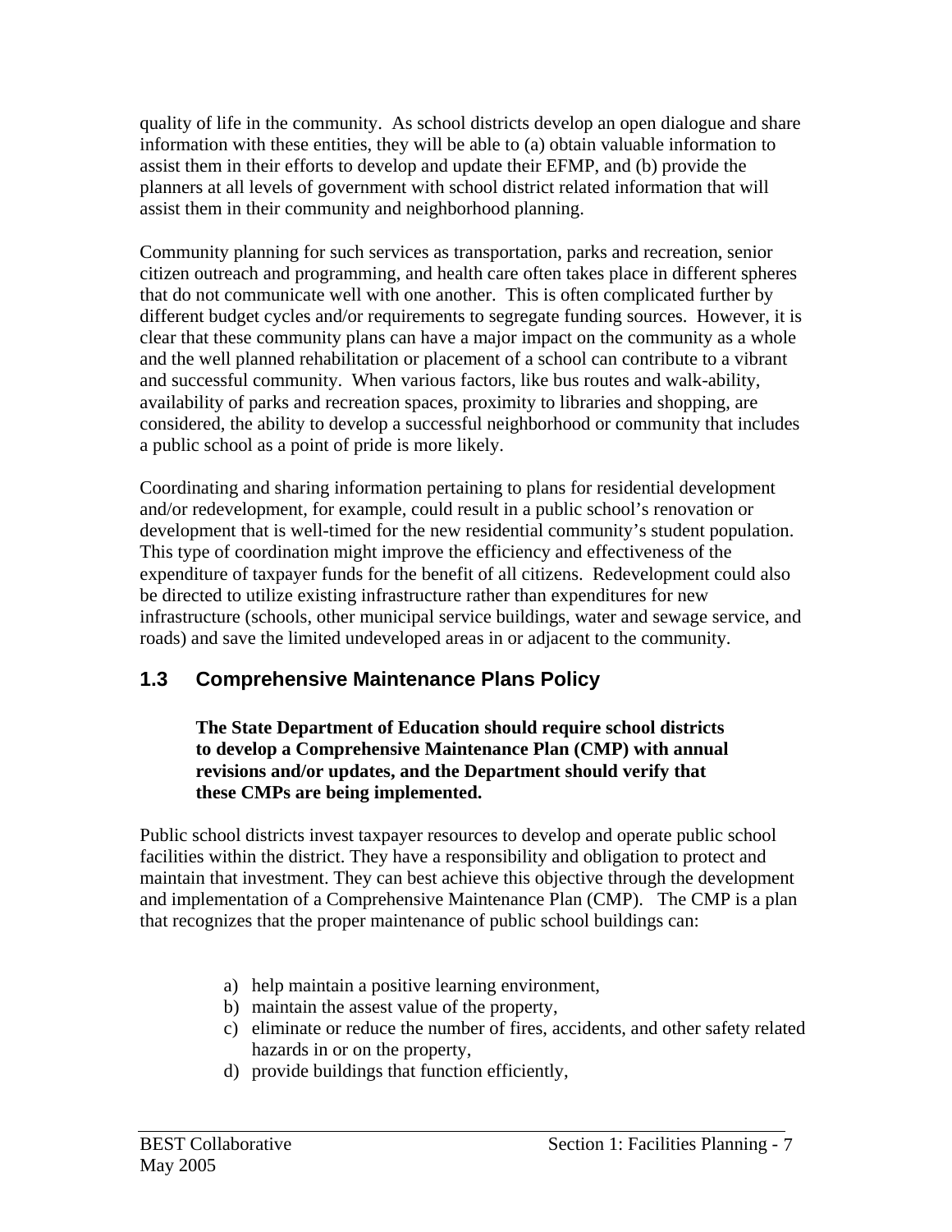quality of life in the community. As school districts develop an open dialogue and share information with these entities, they will be able to (a) obtain valuable information to assist them in their efforts to develop and update their EFMP, and (b) provide the planners at all levels of government with school district related information that will assist them in their community and neighborhood planning.

Community planning for such services as transportation, parks and recreation, senior citizen outreach and programming, and health care often takes place in different spheres that do not communicate well with one another. This is often complicated further by different budget cycles and/or requirements to segregate funding sources. However, it is clear that these community plans can have a major impact on the community as a whole and the well planned rehabilitation or placement of a school can contribute to a vibrant and successful community. When various factors, like bus routes and walk-ability, availability of parks and recreation spaces, proximity to libraries and shopping, are considered, the ability to develop a successful neighborhood or community that includes a public school as a point of pride is more likely.

Coordinating and sharing information pertaining to plans for residential development and/or redevelopment, for example, could result in a public school's renovation or development that is well-timed for the new residential community's student population. This type of coordination might improve the efficiency and effectiveness of the expenditure of taxpayer funds for the benefit of all citizens. Redevelopment could also be directed to utilize existing infrastructure rather than expenditures for new infrastructure (schools, other municipal service buildings, water and sewage service, and roads) and save the limited undeveloped areas in or adjacent to the community.

## 1.3 Comprehensive Maintenance Plans Policy

> **The State Department of Education should require school districts to develop a Comprehensive Maintenance Plan (CMP) with annual revisions and/or updates, and the Department should verify that these CMPs are being implemented.**

Public school districts invest taxpayer resources to develop and operate public school facilities within the district. They have a responsibility and obligation to protect and maintain that investment. They can best achieve this objective through the development and implementation of a Comprehensive Maintenance Plan (CMP). The CMP is a plan that recognizes that the proper maintenance of public school buildings can:

a) help maintain a positive learning environment,
b) maintain the assest value of the property,
c) eliminate or reduce the number of fires, accidents, and other safety related hazards in or on the property,
d) provide buildings that function efficiently,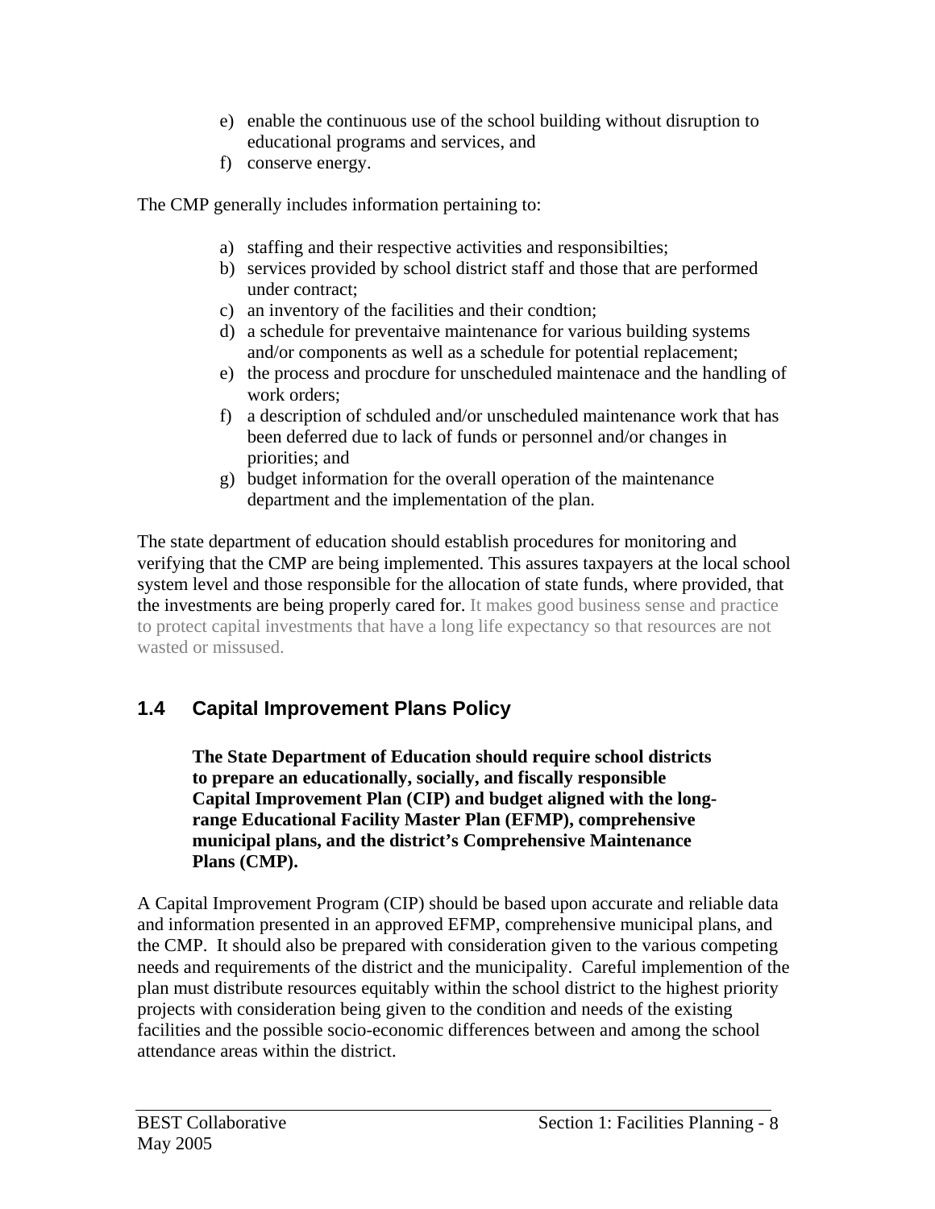e) enable the continuous use of the school building without disruption to educational programs and services, and
f) conserve energy.

The CMP generally includes information pertaining to:

a) staffing and their respective activities and responsibilties;
b) services provided by school district staff and those that are performed under contract;
c) an inventory of the facilities and their condtion;
d) a schedule for preventaive maintenance for various building systems and/or components as well as a schedule for potential replacement;
e) the process and procdure for unscheduled maintenace and the handling of work orders;
f) a description of schduled and/or unscheduled maintenance work that has been deferred due to lack of funds or personnel and/or changes in priorities; and
g) budget information for the overall operation of the maintenance department and the implementation of the plan.

The state department of education should establish procedures for monitoring and verifying that the CMP are being implemented. This assures taxpayers at the local school system level and those responsible for the allocation of state funds, where provided, that the investments are being properly cared for. It makes good business sense and practice to protect capital investments that have a long life expectancy so that resources are not wasted or missused.

## 1.4 Capital Improvement Plans Policy

**The State Department of Education should require school districts to prepare an educationally, socially, and fiscally responsible Capital Improvement Plan (CIP) and budget aligned with the long-range Educational Facility Master Plan (EFMP), comprehensive municipal plans, and the district's Comprehensive Maintenance Plans (CMP).**

A Capital Improvement Program (CIP) should be based upon accurate and reliable data and information presented in an approved EFMP, comprehensive municipal plans, and the CMP. It should also be prepared with consideration given to the various competing needs and requirements of the district and the municipality. Careful implemention of the plan must distribute resources equitably within the school district to the highest priority projects with consideration being given to the condition and needs of the existing facilities and the possible socio-economic differences between and among the school attendance areas within the district.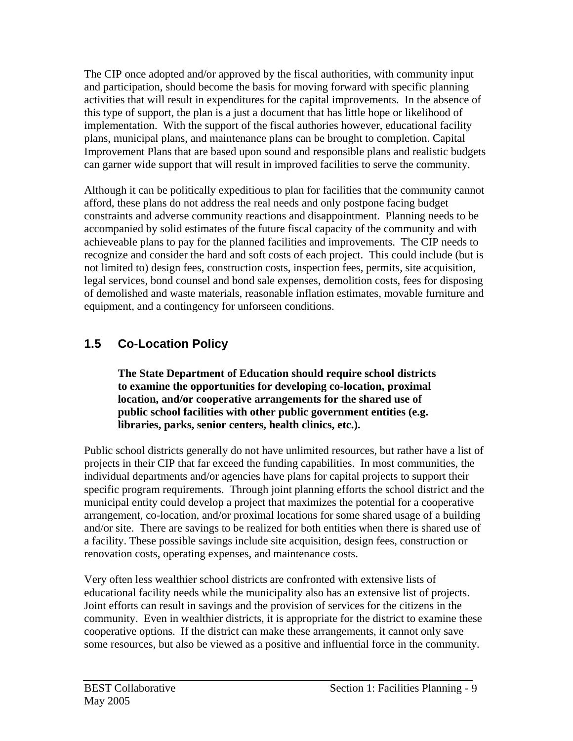The CIP once adopted and/or approved by the fiscal authorities, with community input and participation, should become the basis for moving forward with specific planning activities that will result in expenditures for the capital improvements. In the absence of this type of support, the plan is a just a document that has little hope or likelihood of implementation. With the support of the fiscal authories however, educational facility plans, municipal plans, and maintenance plans can be brought to completion. Capital Improvement Plans that are based upon sound and responsible plans and realistic budgets can garner wide support that will result in improved facilities to serve the community.

Although it can be politically expeditious to plan for facilities that the community cannot afford, these plans do not address the real needs and only postpone facing budget constraints and adverse community reactions and disappointment. Planning needs to be accompanied by solid estimates of the future fiscal capacity of the community and with achieveable plans to pay for the planned facilities and improvements. The CIP needs to recognize and consider the hard and soft costs of each project. This could include (but is not limited to) design fees, construction costs, inspection fees, permits, site acquisition, legal services, bond counsel and bond sale expenses, demolition costs, fees for disposing of demolished and waste materials, reasonable inflation estimates, movable furniture and equipment, and a contingency for unforseen conditions.

## 1.5 Co-Location Policy

> **The State Department of Education should require school districts to examine the opportunities for developing co-location, proximal location, and/or cooperative arrangements for the shared use of public school facilities with other public government entities (e.g. libraries, parks, senior centers, health clinics, etc.).**

Public school districts generally do not have unlimited resources, but rather have a list of projects in their CIP that far exceed the funding capabilities. In most communities, the individual departments and/or agencies have plans for capital projects to support their specific program requirements. Through joint planning efforts the school district and the municipal entity could develop a project that maximizes the potential for a cooperative arrangement, co-location, and/or proximal locations for some shared usage of a building and/or site. There are savings to be realized for both entities when there is shared use of a facility. These possible savings include site acquisition, design fees, construction or renovation costs, operating expenses, and maintenance costs.

Very often less wealthier school districts are confronted with extensive lists of educational facility needs while the municipality also has an extensive list of projects. Joint efforts can result in savings and the provision of services for the citizens in the community. Even in wealthier districts, it is appropriate for the district to examine these cooperative options. If the district can make these arrangements, it cannot only save some resources, but also be viewed as a positive and influential force in the community.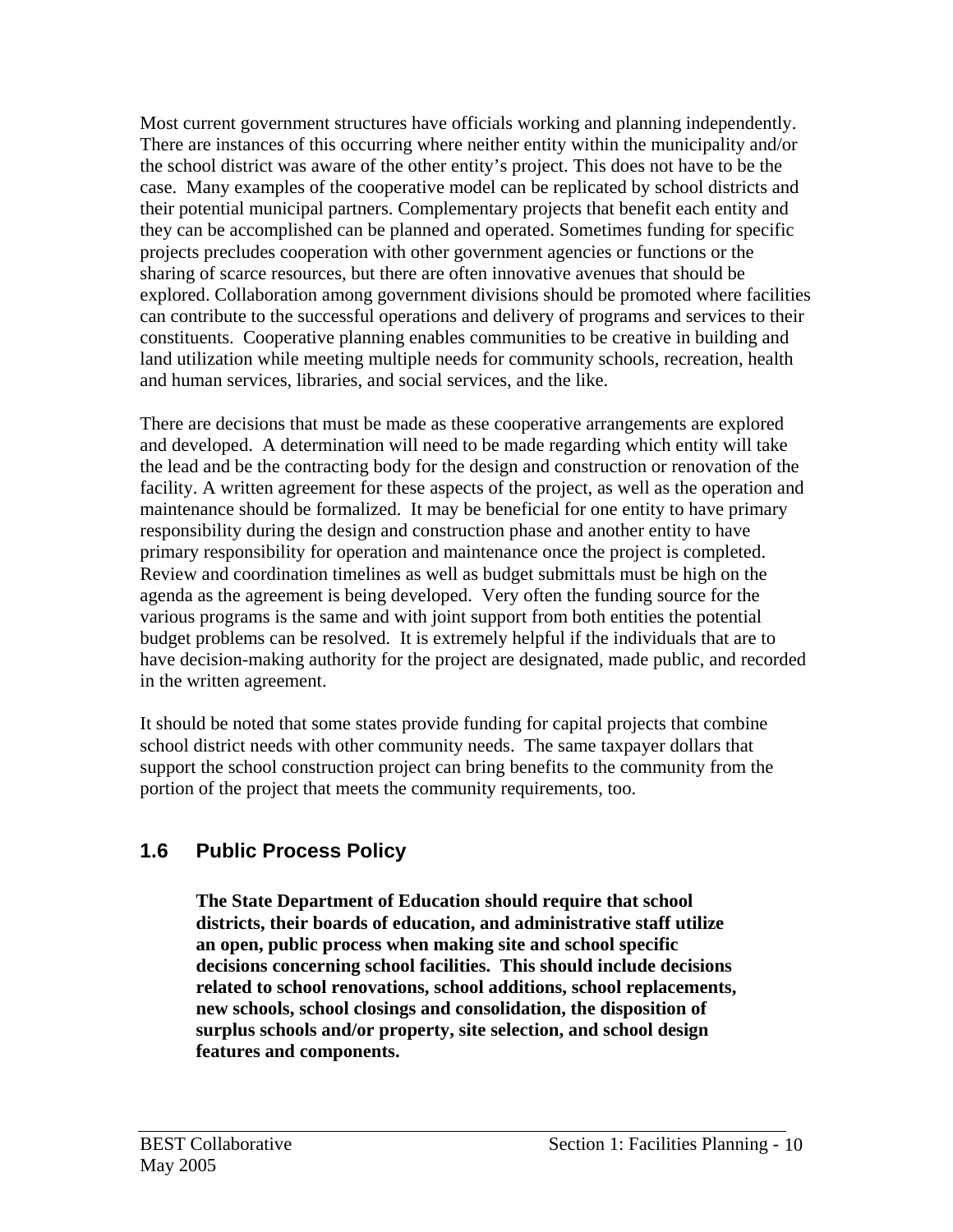Most current government structures have officials working and planning independently. There are instances of this occurring where neither entity within the municipality and/or the school district was aware of the other entity's project. This does not have to be the case. Many examples of the cooperative model can be replicated by school districts and their potential municipal partners. Complementary projects that benefit each entity and they can be accomplished can be planned and operated. Sometimes funding for specific projects precludes cooperation with other government agencies or functions or the sharing of scarce resources, but there are often innovative avenues that should be explored. Collaboration among government divisions should be promoted where facilities can contribute to the successful operations and delivery of programs and services to their constituents. Cooperative planning enables communities to be creative in building and land utilization while meeting multiple needs for community schools, recreation, health and human services, libraries, and social services, and the like.

There are decisions that must be made as these cooperative arrangements are explored and developed. A determination will need to be made regarding which entity will take the lead and be the contracting body for the design and construction or renovation of the facility. A written agreement for these aspects of the project, as well as the operation and maintenance should be formalized. It may be beneficial for one entity to have primary responsibility during the design and construction phase and another entity to have primary responsibility for operation and maintenance once the project is completed. Review and coordination timelines as well as budget submittals must be high on the agenda as the agreement is being developed. Very often the funding source for the various programs is the same and with joint support from both entities the potential budget problems can be resolved. It is extremely helpful if the individuals that are to have decision-making authority for the project are designated, made public, and recorded in the written agreement.

It should be noted that some states provide funding for capital projects that combine school district needs with other community needs. The same taxpayer dollars that support the school construction project can bring benefits to the community from the portion of the project that meets the community requirements, too.

## 1.6 Public Process Policy

> **The State Department of Education should require that school districts, their boards of education, and administrative staff utilize an open, public process when making site and school specific decisions concerning school facilities. This should include decisions related to school renovations, school additions, school replacements, new schools, school closings and consolidation, the disposition of surplus schools and/or property, site selection, and school design features and components.**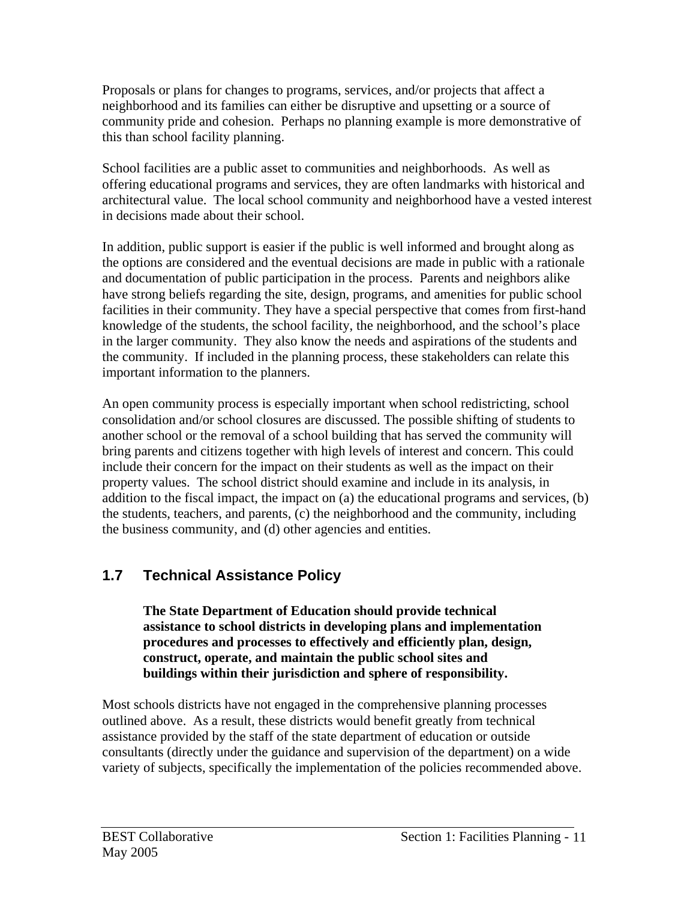Proposals or plans for changes to programs, services, and/or projects that affect a neighborhood and its families can either be disruptive and upsetting or a source of community pride and cohesion. Perhaps no planning example is more demonstrative of this than school facility planning.

School facilities are a public asset to communities and neighborhoods. As well as offering educational programs and services, they are often landmarks with historical and architectural value. The local school community and neighborhood have a vested interest in decisions made about their school.

In addition, public support is easier if the public is well informed and brought along as the options are considered and the eventual decisions are made in public with a rationale and documentation of public participation in the process. Parents and neighbors alike have strong beliefs regarding the site, design, programs, and amenities for public school facilities in their community. They have a special perspective that comes from first-hand knowledge of the students, the school facility, the neighborhood, and the school's place in the larger community. They also know the needs and aspirations of the students and the community. If included in the planning process, these stakeholders can relate this important information to the planners.

An open community process is especially important when school redistricting, school consolidation and/or school closures are discussed. The possible shifting of students to another school or the removal of a school building that has served the community will bring parents and citizens together with high levels of interest and concern. This could include their concern for the impact on their students as well as the impact on their property values. The school district should examine and include in its analysis, in addition to the fiscal impact, the impact on (a) the educational programs and services, (b) the students, teachers, and parents, (c) the neighborhood and the community, including the business community, and (d) other agencies and entities.

## 1.7 Technical Assistance Policy

> **The State Department of Education should provide technical assistance to school districts in developing plans and implementation procedures and processes to effectively and efficiently plan, design, construct, operate, and maintain the public school sites and buildings within their jurisdiction and sphere of responsibility.**

Most schools districts have not engaged in the comprehensive planning processes outlined above. As a result, these districts would benefit greatly from technical assistance provided by the staff of the state department of education or outside consultants (directly under the guidance and supervision of the department) on a wide variety of subjects, specifically the implementation of the policies recommended above.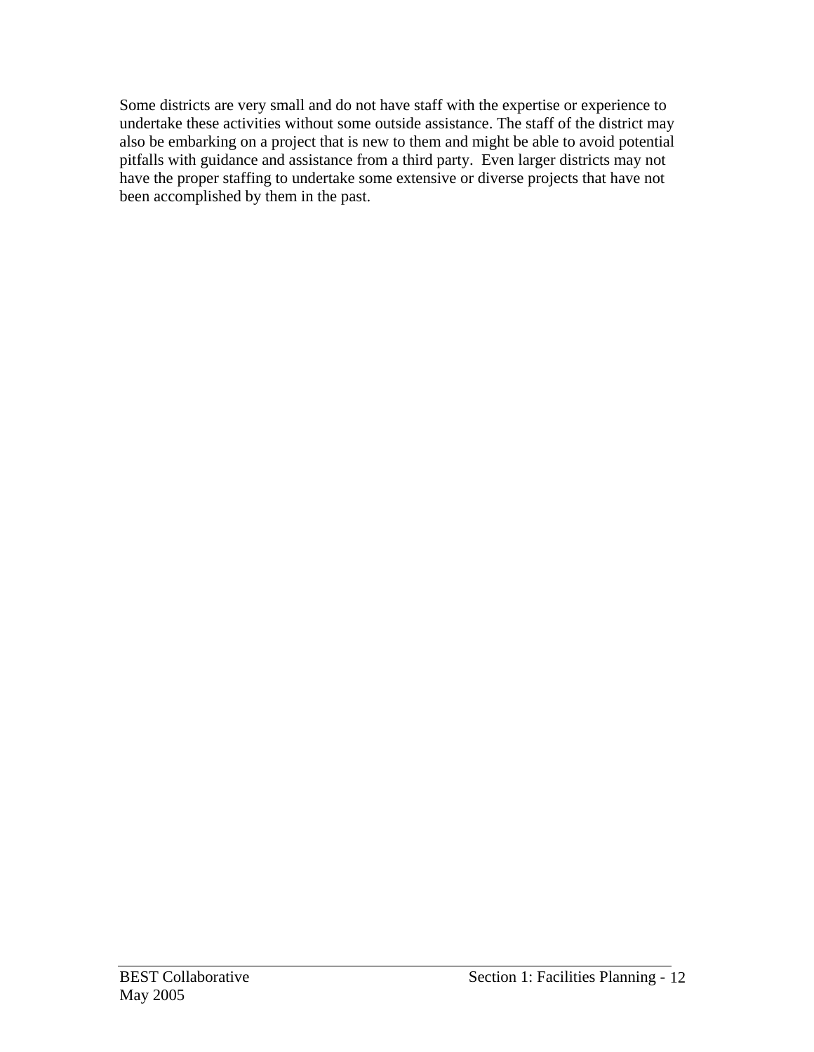Some districts are very small and do not have staff with the expertise or experience to undertake these activities without some outside assistance. The staff of the district may also be embarking on a project that is new to them and might be able to avoid potential pitfalls with guidance and assistance from a third party. Even larger districts may not have the proper staffing to undertake some extensive or diverse projects that have not been accomplished by them in the past.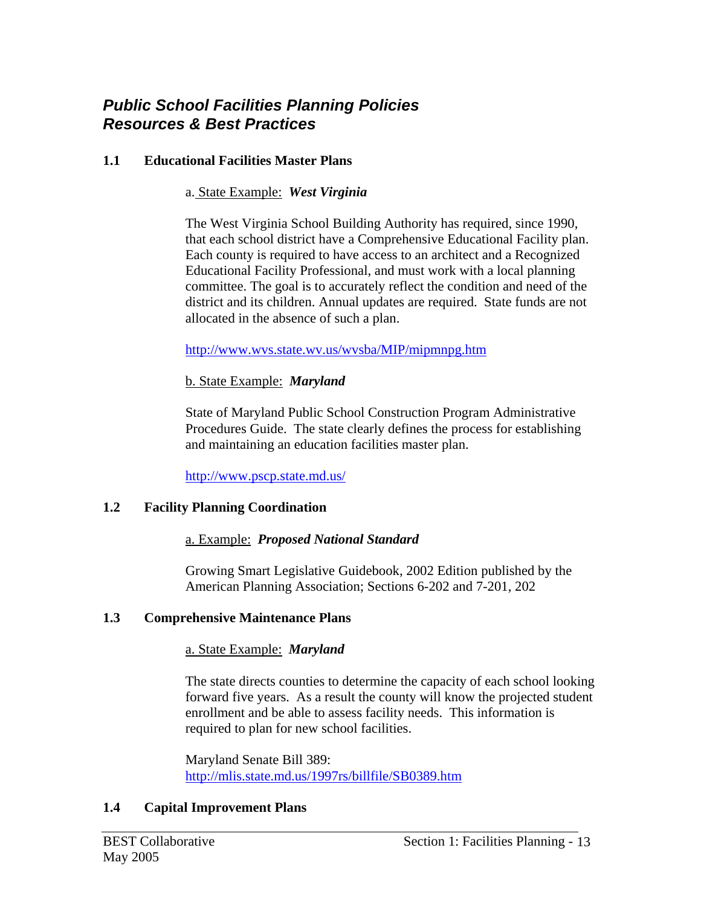## *Public School Facilities Planning Policies*
## *Resources & Best Practices*

### 1.1 Educational Facilities Master Plans

a. <u>State Example:</u> ***West Virginia***

The West Virginia School Building Authority has required, since 1990, that each school district have a Comprehensive Educational Facility plan. Each county is required to have access to an architect and a Recognized Educational Facility Professional, and must work with a local planning committee. The goal is to accurately reflect the condition and need of the district and its children. Annual updates are required. State funds are not allocated in the absence of such a plan.

http://www.wvs.state.wv.us/wvsba/MIP/mipmnpg.htm

<u>b. State Example:</u> ***Maryland***

State of Maryland Public School Construction Program Administrative Procedures Guide. The state clearly defines the process for establishing and maintaining an education facilities master plan.

http://www.pscp.state.md.us/

### 1.2 Facility Planning Coordination

<u>a. Example:</u> ***Proposed National Standard***

Growing Smart Legislative Guidebook, 2002 Edition published by the American Planning Association; Sections 6-202 and 7-201, 202

### 1.3 Comprehensive Maintenance Plans

<u>a. State Example:</u> ***Maryland***

The state directs counties to determine the capacity of each school looking forward five years. As a result the county will know the projected student enrollment and be able to assess facility needs. This information is required to plan for new school facilities.

Maryland Senate Bill 389:
http://mlis.state.md.us/1997rs/billfile/SB0389.htm

### 1.4 Capital Improvement Plans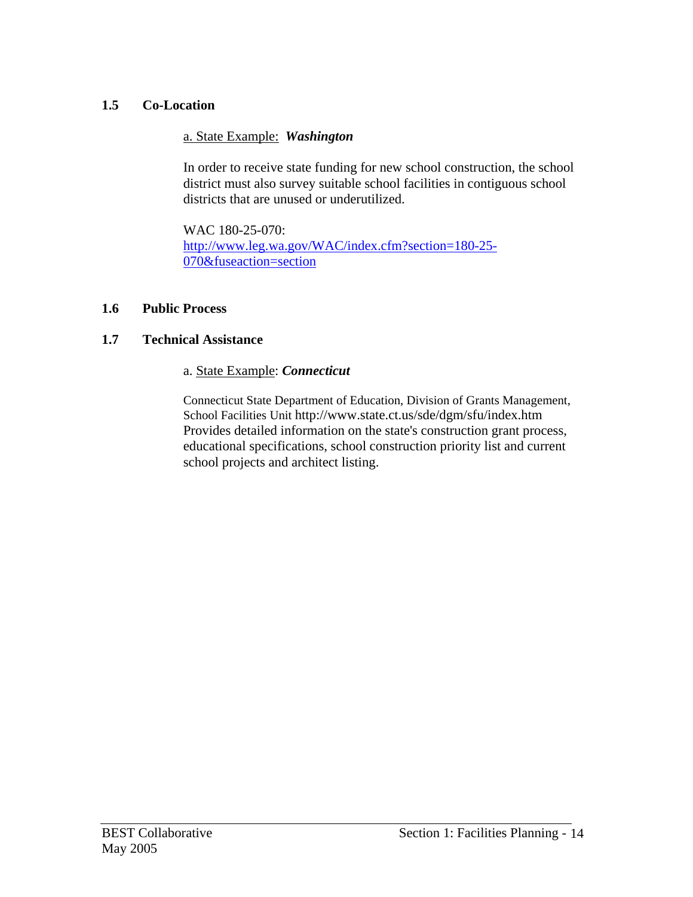## 1.5 Co-Location

a. State Example: ***Washington***

In order to receive state funding for new school construction, the school district must also survey suitable school facilities in contiguous school districts that are unused or underutilized.

WAC 180-25-070:
http://www.leg.wa.gov/WAC/index.cfm?section=180-25-070&fuseaction=section

## 1.6 Public Process

## 1.7 Technical Assistance

a. State Example: ***Connecticut***

Connecticut State Department of Education, Division of Grants Management, School Facilities Unit http://www.state.ct.us/sde/dgm/sfu/index.htm
Provides detailed information on the state's construction grant process, educational specifications, school construction priority list and current school projects and architect listing.